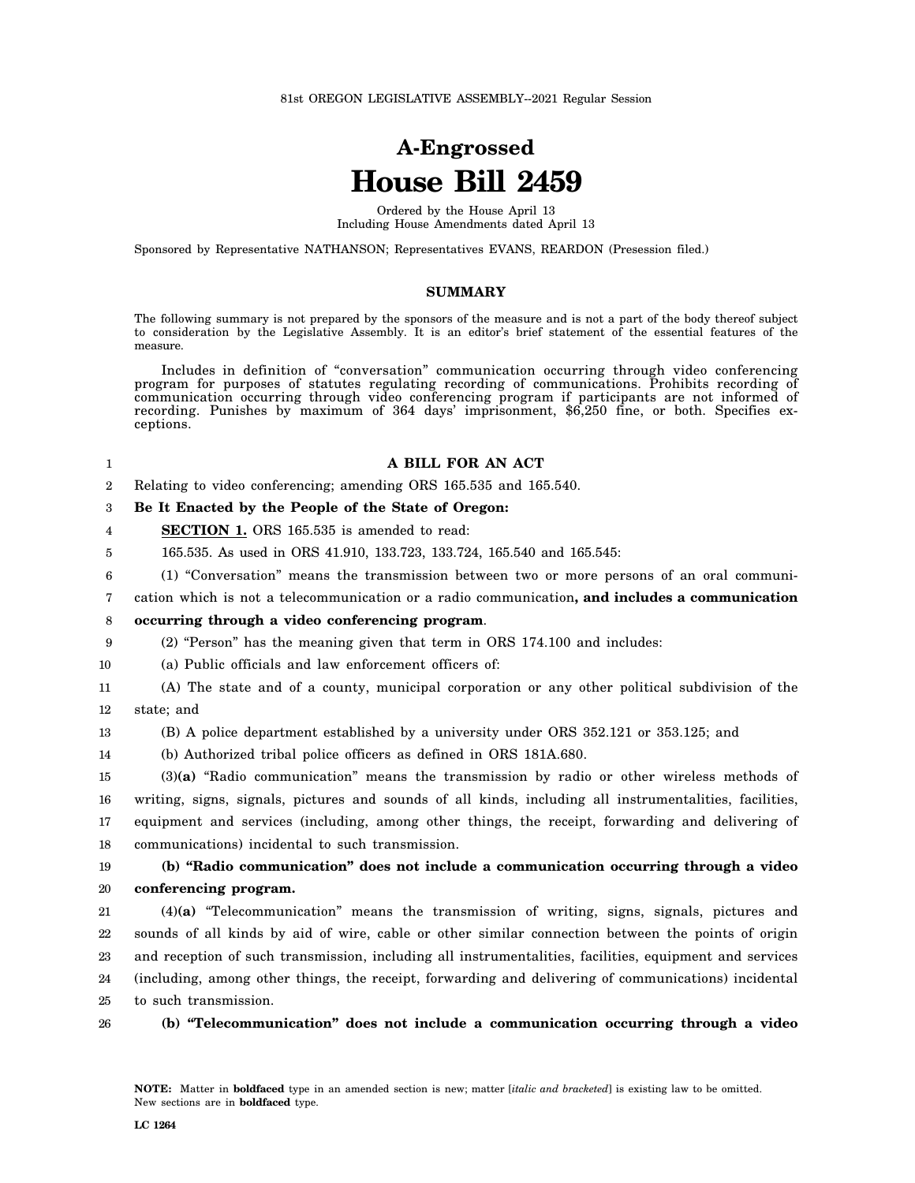81st OREGON LEGISLATIVE ASSEMBLY--2021 Regular Session

# A-Engrossed
# House Bill 2459

Ordered by the House April 13
Including House Amendments dated April 13

Sponsored by Representative NATHANSON; Representatives EVANS, REARDON (Presession filed.)

## SUMMARY

The following summary is not prepared by the sponsors of the measure and is not a part of the body thereof subject to consideration by the Legislative Assembly. It is an editor's brief statement of the essential features of the measure.

Includes in definition of "conversation" communication occurring through video conferencing program for purposes of statutes regulating recording of communications. Prohibits recording of communication occurring through video conferencing program if participants are not informed of recording. Punishes by maximum of 364 days' imprisonment, $6,250 fine, or both. Specifies exceptions.

**A BILL FOR AN ACT**

Relating to video conferencing; amending ORS 165.535 and 165.540.

**Be It Enacted by the People of the State of Oregon:**

**SECTION 1.** ORS 165.535 is amended to read:

165.535. As used in ORS 41.910, 133.723, 133.724, 165.540 and 165.545:

(1) "Conversation" means the transmission between two or more persons of an oral communication which is not a telecommunication or a radio communication**, and includes a communication occurring through a video conferencing program**.

(2) "Person" has the meaning given that term in ORS 174.100 and includes:

(a) Public officials and law enforcement officers of:

(A) The state and of a county, municipal corporation or any other political subdivision of the state; and

(B) A police department established by a university under ORS 352.121 or 353.125; and

(b) Authorized tribal police officers as defined in ORS 181A.680.

(3)**(a)** "Radio communication" means the transmission by radio or other wireless methods of writing, signs, signals, pictures and sounds of all kinds, including all instrumentalities, facilities, equipment and services (including, among other things, the receipt, forwarding and delivering of communications) incidental to such transmission.

**(b) "Radio communication" does not include a communication occurring through a video conferencing program.**

(4)**(a)** "Telecommunication" means the transmission of writing, signs, signals, pictures and sounds of all kinds by aid of wire, cable or other similar connection between the points of origin and reception of such transmission, including all instrumentalities, facilities, equipment and services (including, among other things, the receipt, forwarding and delivering of communications) incidental to such transmission.

**(b) "Telecommunication" does not include a communication occurring through a video**

**NOTE:** Matter in **boldfaced** type in an amended section is new; matter [*italic and bracketed*] is existing law to be omitted. New sections are in **boldfaced** type.

**LC 1264**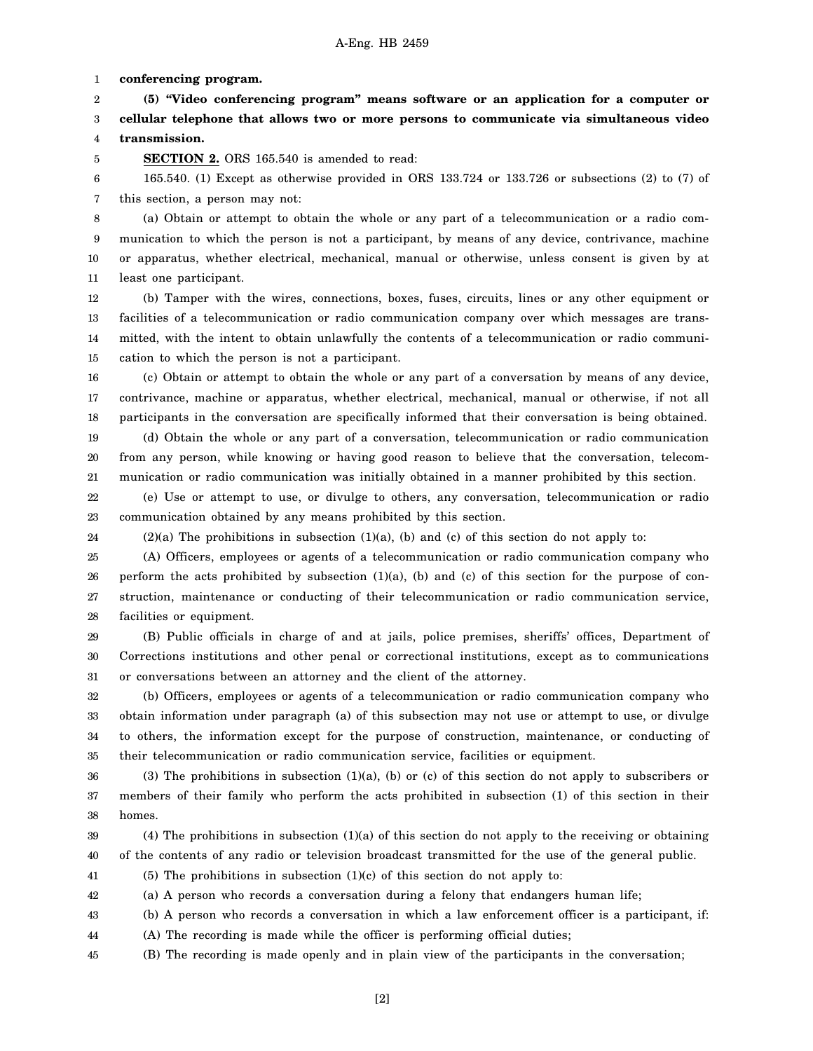**conferencing program.**

**(5) "Video conferencing program" means software or an application for a computer or cellular telephone that allows two or more persons to communicate via simultaneous video transmission.**

**SECTION 2.** ORS 165.540 is amended to read:

165.540. (1) Except as otherwise provided in ORS 133.724 or 133.726 or subsections (2) to (7) of this section, a person may not:

(a) Obtain or attempt to obtain the whole or any part of a telecommunication or a radio communication to which the person is not a participant, by means of any device, contrivance, machine or apparatus, whether electrical, mechanical, manual or otherwise, unless consent is given by at least one participant.

(b) Tamper with the wires, connections, boxes, fuses, circuits, lines or any other equipment or facilities of a telecommunication or radio communication company over which messages are transmitted, with the intent to obtain unlawfully the contents of a telecommunication or radio communication to which the person is not a participant.

(c) Obtain or attempt to obtain the whole or any part of a conversation by means of any device, contrivance, machine or apparatus, whether electrical, mechanical, manual or otherwise, if not all participants in the conversation are specifically informed that their conversation is being obtained.

(d) Obtain the whole or any part of a conversation, telecommunication or radio communication from any person, while knowing or having good reason to believe that the conversation, telecommunication or radio communication was initially obtained in a manner prohibited by this section.

(e) Use or attempt to use, or divulge to others, any conversation, telecommunication or radio communication obtained by any means prohibited by this section.

(2)(a) The prohibitions in subsection (1)(a), (b) and (c) of this section do not apply to:

(A) Officers, employees or agents of a telecommunication or radio communication company who perform the acts prohibited by subsection (1)(a), (b) and (c) of this section for the purpose of construction, maintenance or conducting of their telecommunication or radio communication service, facilities or equipment.

(B) Public officials in charge of and at jails, police premises, sheriffs' offices, Department of Corrections institutions and other penal or correctional institutions, except as to communications or conversations between an attorney and the client of the attorney.

(b) Officers, employees or agents of a telecommunication or radio communication company who obtain information under paragraph (a) of this subsection may not use or attempt to use, or divulge to others, the information except for the purpose of construction, maintenance, or conducting of their telecommunication or radio communication service, facilities or equipment.

(3) The prohibitions in subsection (1)(a), (b) or (c) of this section do not apply to subscribers or members of their family who perform the acts prohibited in subsection (1) of this section in their homes.

(4) The prohibitions in subsection (1)(a) of this section do not apply to the receiving or obtaining of the contents of any radio or television broadcast transmitted for the use of the general public.

(5) The prohibitions in subsection (1)(c) of this section do not apply to:

(a) A person who records a conversation during a felony that endangers human life;

(b) A person who records a conversation in which a law enforcement officer is a participant, if:

(A) The recording is made while the officer is performing official duties;

(B) The recording is made openly and in plain view of the participants in the conversation;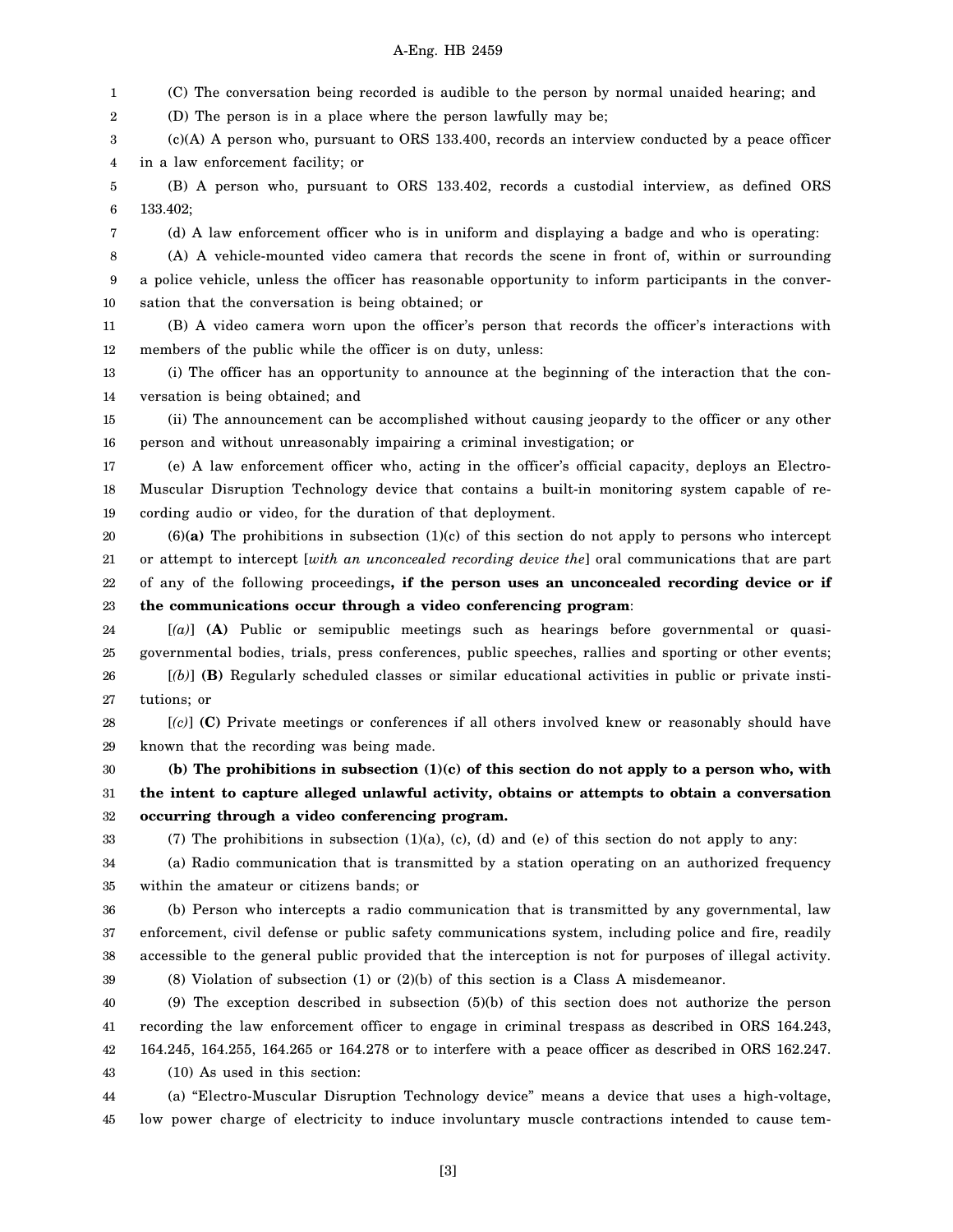(C) The conversation being recorded is audible to the person by normal unaided hearing; and

(D) The person is in a place where the person lawfully may be;

(c)(A) A person who, pursuant to ORS 133.400, records an interview conducted by a peace officer in a law enforcement facility; or

(B) A person who, pursuant to ORS 133.402, records a custodial interview, as defined ORS 133.402;

(d) A law enforcement officer who is in uniform and displaying a badge and who is operating:

(A) A vehicle-mounted video camera that records the scene in front of, within or surrounding a police vehicle, unless the officer has reasonable opportunity to inform participants in the conversation that the conversation is being obtained; or

(B) A video camera worn upon the officer's person that records the officer's interactions with members of the public while the officer is on duty, unless:

(i) The officer has an opportunity to announce at the beginning of the interaction that the conversation is being obtained; and

(ii) The announcement can be accomplished without causing jeopardy to the officer or any other person and without unreasonably impairing a criminal investigation; or

(e) A law enforcement officer who, acting in the officer's official capacity, deploys an Electro-Muscular Disruption Technology device that contains a built-in monitoring system capable of recording audio or video, for the duration of that deployment.

(6)**(a)** The prohibitions in subsection (1)(c) of this section do not apply to persons who intercept or attempt to intercept [*with an unconcealed recording device the*] oral communications that are part of any of the following proceedings**, if the person uses an unconcealed recording device or if the communications occur through a video conferencing program**:

[*(a)*] **(A)** Public or semipublic meetings such as hearings before governmental or quasi-governmental bodies, trials, press conferences, public speeches, rallies and sporting or other events;

[*(b)*] **(B)** Regularly scheduled classes or similar educational activities in public or private institutions; or

[*(c)*] **(C)** Private meetings or conferences if all others involved knew or reasonably should have known that the recording was being made.

**(b) The prohibitions in subsection (1)(c) of this section do not apply to a person who, with the intent to capture alleged unlawful activity, obtains or attempts to obtain a conversation occurring through a video conferencing program.**

(7) The prohibitions in subsection (1)(a), (c), (d) and (e) of this section do not apply to any:

(a) Radio communication that is transmitted by a station operating on an authorized frequency within the amateur or citizens bands; or

(b) Person who intercepts a radio communication that is transmitted by any governmental, law enforcement, civil defense or public safety communications system, including police and fire, readily accessible to the general public provided that the interception is not for purposes of illegal activity.

(8) Violation of subsection (1) or (2)(b) of this section is a Class A misdemeanor.

(9) The exception described in subsection (5)(b) of this section does not authorize the person recording the law enforcement officer to engage in criminal trespass as described in ORS 164.243, 164.245, 164.255, 164.265 or 164.278 or to interfere with a peace officer as described in ORS 162.247.

(10) As used in this section:

(a) "Electro-Muscular Disruption Technology device" means a device that uses a high-voltage, low power charge of electricity to induce involuntary muscle contractions intended to cause tem-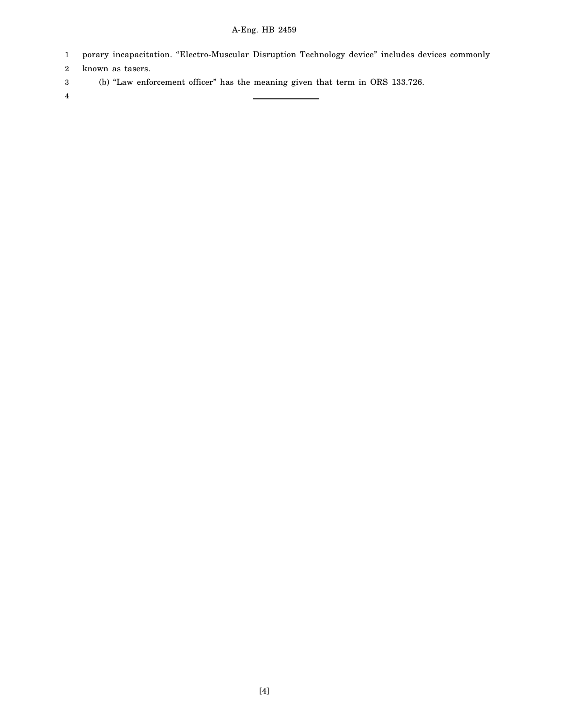porary incapacitation. "Electro-Muscular Disruption Technology device" includes devices commonly known as tasers.

(b) "Law enforcement officer" has the meaning given that term in ORS 133.726.

---